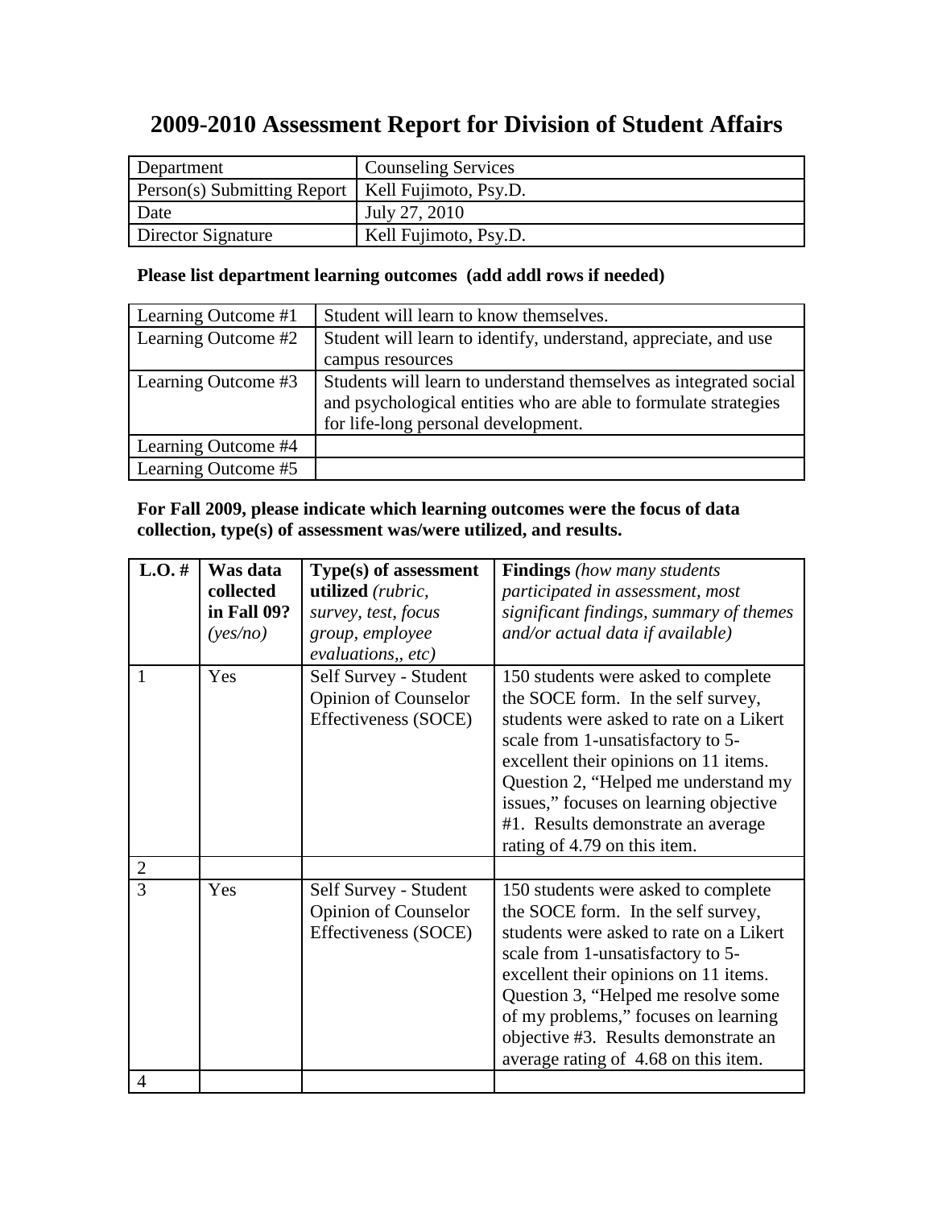# 2009-2010 Assessment Report for Division of Student Affairs

| Department | Counseling Services |
|---|---|
| Person(s) Submitting Report | Kell Fujimoto, Psy.D. |
| Date | July 27, 2010 |
| Director Signature | Kell Fujimoto, Psy.D. |

**Please list department learning outcomes (add addl rows if needed)**

| Learning Outcome #1 | Student will learn to know themselves. |
|---|---|
| Learning Outcome #2 | Student will learn to identify, understand, appreciate, and use campus resources |
| Learning Outcome #3 | Students will learn to understand themselves as integrated social and psychological entities who are able to formulate strategies for life-long personal development. |
| Learning Outcome #4 | |
| Learning Outcome #5 | |

**For Fall 2009, please indicate which learning outcomes were the focus of data collection, type(s) of assessment was/were utilized, and results.**

| **L.O. #** | **Was data collected in Fall 09?** *(yes/no)* | **Type(s) of assessment utilized** *(rubric, survey, test, focus group, employee evaluations,, etc)* | **Findings** *(how many students participated in assessment, most significant findings, summary of themes and/or actual data if available)* |
|---|---|---|---|
| 1 | Yes | Self Survey - Student Opinion of Counselor Effectiveness (SOCE) | 150 students were asked to complete the SOCE form. In the self survey, students were asked to rate on a Likert scale from 1-unsatisfactory to 5-excellent their opinions on 11 items. Question 2, "Helped me understand my issues," focuses on learning objective #1. Results demonstrate an average rating of 4.79 on this item. |
| 2 | | | |
| 3 | Yes | Self Survey - Student Opinion of Counselor Effectiveness (SOCE) | 150 students were asked to complete the SOCE form. In the self survey, students were asked to rate on a Likert scale from 1-unsatisfactory to 5-excellent their opinions on 11 items. Question 3, "Helped me resolve some of my problems," focuses on learning objective #3. Results demonstrate an average rating of 4.68 on this item. |
| 4 | | | |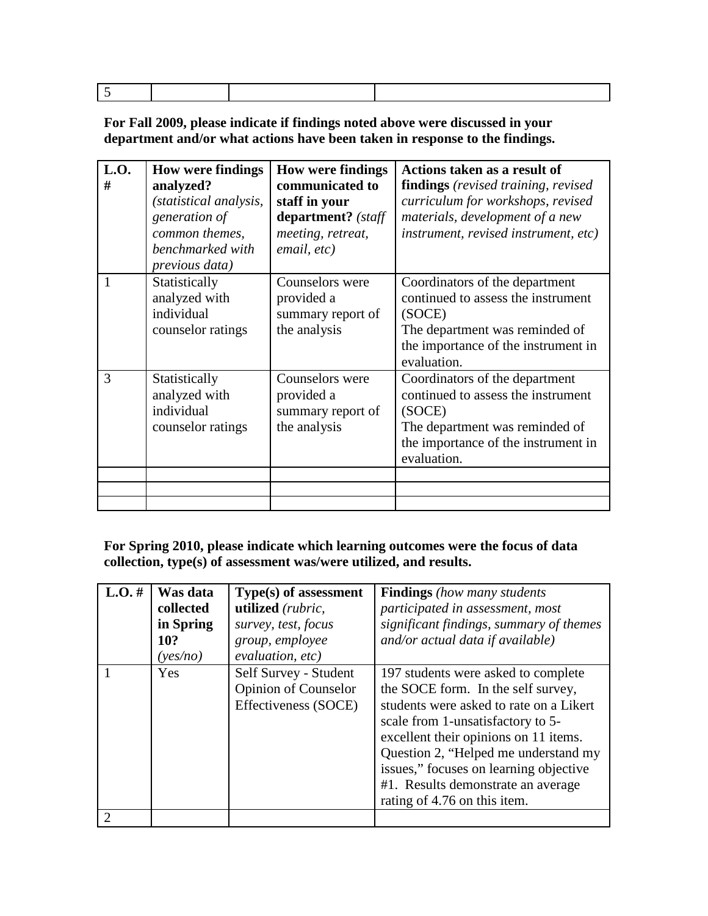| 5 | | | |
|---|---|---|---|

**For Fall 2009, please indicate if findings noted above were discussed in your department and/or what actions have been taken in response to the findings.**

| **L.O. #** | **How were findings analyzed?** *(statistical analysis, generation of common themes, benchmarked with previous data)* | **How were findings communicated to staff in your department?** *(staff meeting, retreat, email, etc)* | **Actions taken as a result of findings** *(revised training, revised curriculum for workshops, revised materials, development of a new instrument, revised instrument, etc)* |
|---|---|---|---|
| 1 | Statistically analyzed with individual counselor ratings | Counselors were provided a summary report of the analysis | Coordinators of the department continued to assess the instrument (SOCE)<br>The department was reminded of the importance of the instrument in evaluation. |
| 3 | Statistically analyzed with individual counselor ratings | Counselors were provided a summary report of the analysis | Coordinators of the department continued to assess the instrument (SOCE)<br>The department was reminded of the importance of the instrument in evaluation. |
| | | | |
| | | | |
| | | | |

**For Spring 2010, please indicate which learning outcomes were the focus of data collection, type(s) of assessment was/were utilized, and results.**

| **L.O. #** | **Was data collected in Spring 10?** *(yes/no)* | **Type(s) of assessment utilized** *(rubric, survey, test, focus group, employee evaluation, etc)* | **Findings** *(how many students participated in assessment, most significant findings, summary of themes and/or actual data if available)* |
|---|---|---|---|
| 1 | Yes | Self Survey - Student Opinion of Counselor Effectiveness (SOCE) | 197 students were asked to complete the SOCE form. In the self survey, students were asked to rate on a Likert scale from 1-unsatisfactory to 5-excellent their opinions on 11 items. Question 2, "Helped me understand my issues," focuses on learning objective #1. Results demonstrate an average rating of 4.76 on this item. |
| 2 | | | |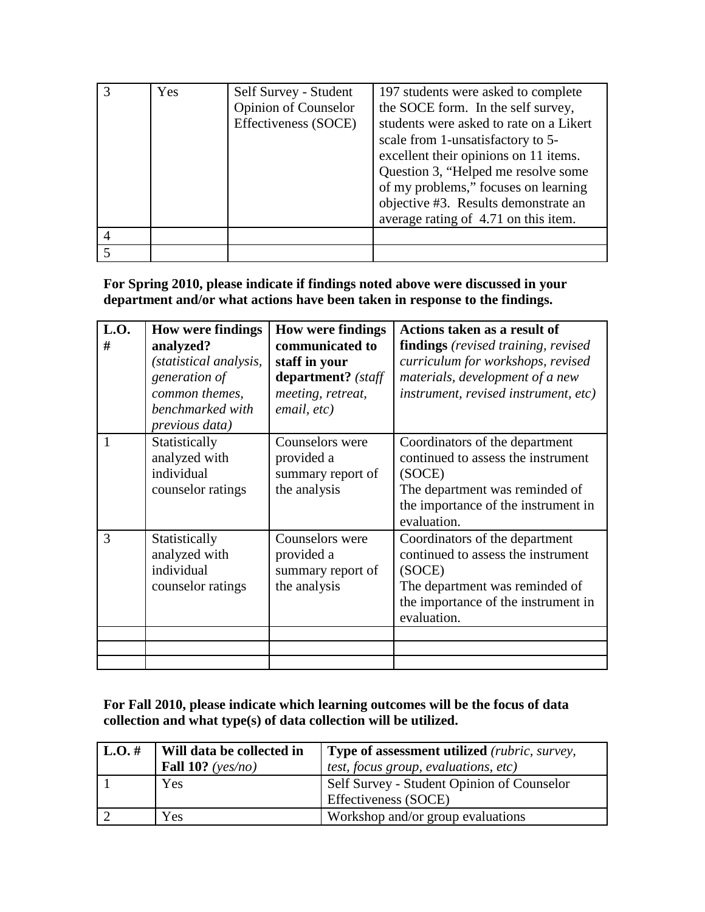| 3 | Yes | Self Survey - Student Opinion of Counselor Effectiveness (SOCE) | 197 students were asked to complete the SOCE form. In the self survey, students were asked to rate on a Likert scale from 1-unsatisfactory to 5-excellent their opinions on 11 items. Question 3, "Helped me resolve some of my problems," focuses on learning objective #3. Results demonstrate an average rating of 4.71 on this item. |
|---|---|---|---|
| 4 | | | |
| 5 | | | |

**For Spring 2010, please indicate if findings noted above were discussed in your department and/or what actions have been taken in response to the findings.**

| **L.O. #** | **How were findings analyzed?** *(statistical analysis, generation of common themes, benchmarked with previous data)* | **How were findings communicated to staff in your department?** *(staff meeting, retreat, email, etc)* | **Actions taken as a result of findings** *(revised training, revised curriculum for workshops, revised materials, development of a new instrument, revised instrument, etc)* |
|---|---|---|---|
| 1 | Statistically analyzed with individual counselor ratings | Counselors were provided a summary report of the analysis | Coordinators of the department continued to assess the instrument (SOCE)<br>The department was reminded of the importance of the instrument in evaluation. |
| 3 | Statistically analyzed with individual counselor ratings | Counselors were provided a summary report of the analysis | Coordinators of the department continued to assess the instrument (SOCE)<br>The department was reminded of the importance of the instrument in evaluation. |
| | | | |
| | | | |
| | | | |

**For Fall 2010, please indicate which learning outcomes will be the focus of data collection and what type(s) of data collection will be utilized.**

| **L.O. #** | **Will data be collected in Fall 10?** *(yes/no)* | **Type of assessment utilized** *(rubric, survey, test, focus group, evaluations, etc)* |
|---|---|---|
| 1 | Yes | Self Survey - Student Opinion of Counselor Effectiveness (SOCE) |
| 2 | Yes | Workshop and/or group evaluations |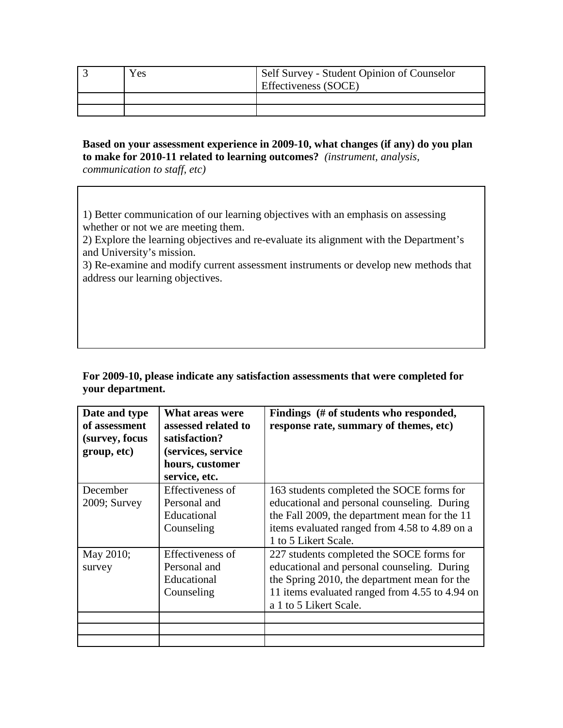| 3 | Yes | Self Survey - Student Opinion of Counselor Effectiveness (SOCE) |
|---|---|---|
| | | |
| | | |

**Based on your assessment experience in 2009-10, what changes (if any) do you plan to make for 2010-11 related to learning outcomes?** *(instrument, analysis, communication to staff, etc)*

1) Better communication of our learning objectives with an emphasis on assessing whether or not we are meeting them.
2) Explore the learning objectives and re-evaluate its alignment with the Department's and University's mission.
3) Re-examine and modify current assessment instruments or develop new methods that address our learning objectives.

**For 2009-10, please indicate any satisfaction assessments that were completed for your department.**

| Date and type of assessment (survey, focus group, etc) | What areas were assessed related to satisfaction? (services, service hours, customer service, etc. | Findings (# of students who responded, response rate, summary of themes, etc) |
|---|---|---|
| December 2009; Survey | Effectiveness of Personal and Educational Counseling | 163 students completed the SOCE forms for educational and personal counseling. During the Fall 2009, the department mean for the 11 items evaluated ranged from 4.58 to 4.89 on a 1 to 5 Likert Scale. |
| May 2010; survey | Effectiveness of Personal and Educational Counseling | 227 students completed the SOCE forms for educational and personal counseling. During the Spring 2010, the department mean for the 11 items evaluated ranged from 4.55 to 4.94 on a 1 to 5 Likert Scale. |
| | | |
| | | |
| | | |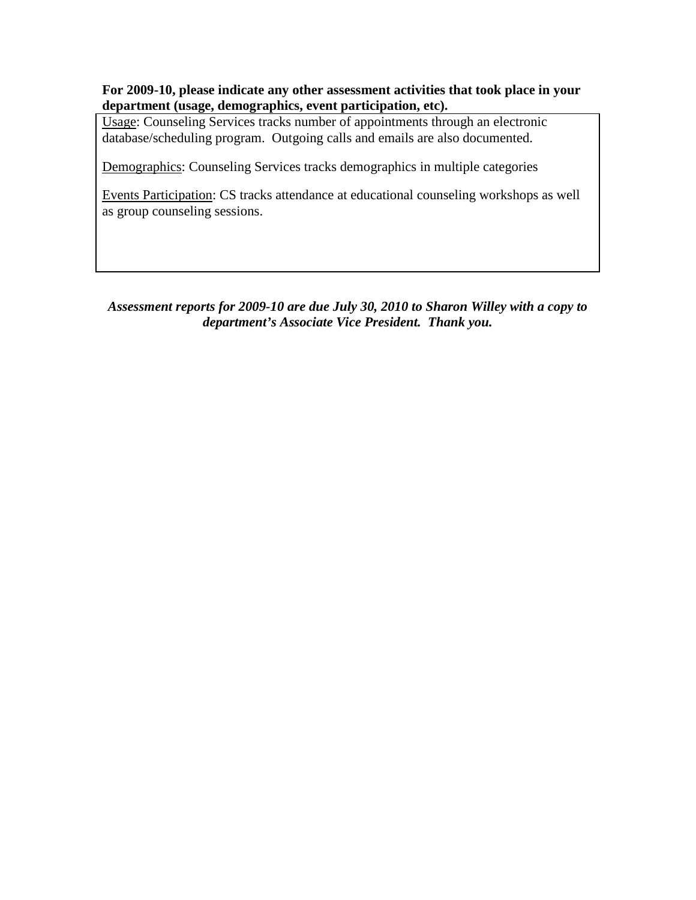**For 2009-10, please indicate any other assessment activities that took place in your department (usage, demographics, event participation, etc).**

<u>Usage</u>: Counseling Services tracks number of appointments through an electronic database/scheduling program. Outgoing calls and emails are also documented.

<u>Demographics</u>: Counseling Services tracks demographics in multiple categories

<u>Events Participation</u>: CS tracks attendance at educational counseling workshops as well as group counseling sessions.

***Assessment reports for 2009-10 are due July 30, 2010 to Sharon Willey with a copy to department's Associate Vice President. Thank you.***